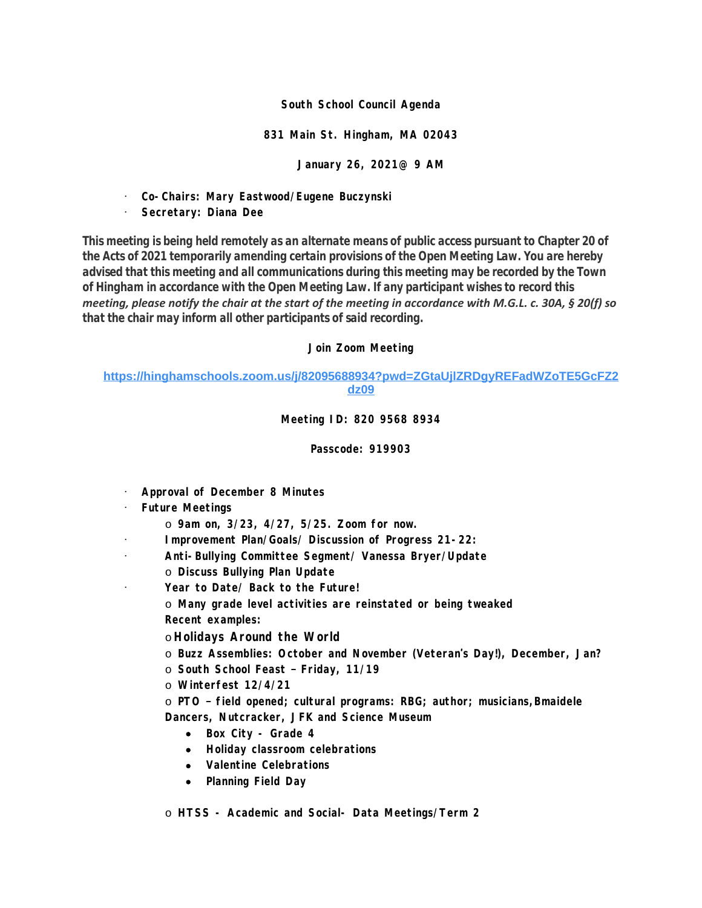**South School Council Agenda**

**831 Main St. Hingham, MA 02043**

**January 26, 2021@ 9 AM**

- **Co-Chairs: Mary Eastwood/Eugene Buczynski**
- **Secretary: Diana Dee**

**This meeting is being held remotely as an alternate means of public access pursuant to Chapter 20 of the Acts of 2021 temporarily amending certain provisions of the Open Meeting Law. You are hereby advised that this meeting and all communications during this meeting may be recorded by the Town of Hingham in accordance with the Open Meeting Law. If any participant wishes to record this *meeting, please notify the chair at the start of the meeting in accordance with M.G.L. c. 30A, § 20(f) so* that the chair may inform all other participants of said recording.**

**Join Zoom Meeting**

https://hinghamschools.zoom.us/j/82095688934?pwd=ZGtaUjlZRDgyREFadWZoTE5GcFZ2dz09

**Meeting ID: 820 9568 8934**

**Passcode: 919903**

- **Approval of December 8 Minutes**
- **Future Meetings**
  - **9am on, 3/23, 4/27, 5/25. Zoom for now.**
- **Improvement Plan/Goals/ Discussion of Progress 21-22:**
- **Anti-Bullying Committee Segment/ Vanessa Bryer/Update**
  - **Discuss Bullying Plan Update**
- **Year to Date/ Back to the Future!**
  - **Many grade level activities are reinstated or being tweaked**

  **Recent examples:**
  - **Holidays Around the World**
  - **Buzz Assemblies: October and November (Veteran's Day!), December, Jan?**
  - **South School Feast – Friday, 11/19**
  - **Winterfest 12/4/21**
  - **PTO – field opened; cultural programs: RBG; author; musicians, Bmaidele Dancers, Nutcracker, JFK and Science Museum**
    - **Box City - Grade 4**
    - **Holiday classroom celebrations**
    - **Valentine Celebrations**
    - **Planning Field Day**
  - **HTSS - Academic and Social- Data Meetings/Term 2**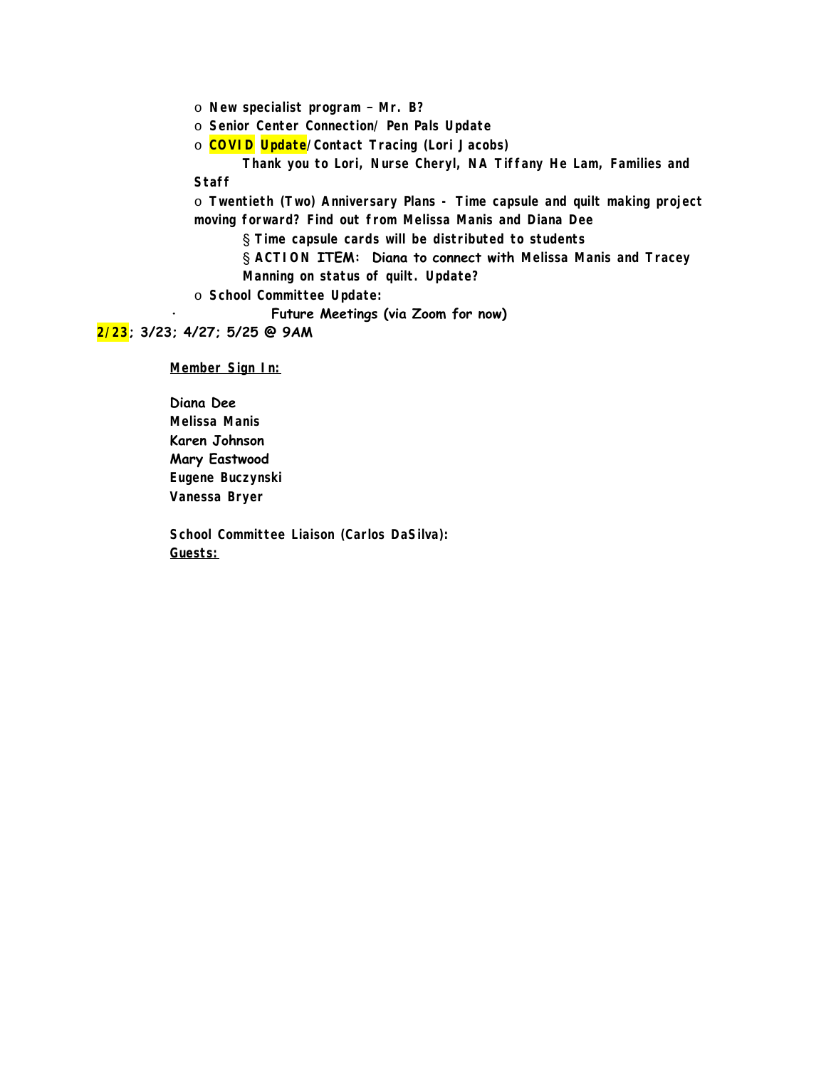- New specialist program – Mr. B?
- Senior Center Connection/ Pen Pals Update
- COVID Update/Contact Tracing (Lori Jacobs)
  - Thank you to Lori, Nurse Cheryl, NA Tiffany He Lam, Families and Staff
- Twentieth (Two) Anniversary Plans - Time capsule and quilt making project moving forward? Find out from Melissa Manis and Diana Dee
  - Time capsule cards will be distributed to students
  - ACTION ITEM: Diana to connect with Melissa Manis and Tracey Manning on status of quilt. Update?
- School Committee Update:
- Future Meetings (via Zoom for now)

2/23; 3/23; 4/27; 5/25 @ 9AM

**Member Sign In:**

Diana Dee
Melissa Manis
Karen Johnson
Mary Eastwood
Eugene Buczynski
Vanessa Bryer

School Committee Liaison (Carlos DaSilva):

**Guests:**